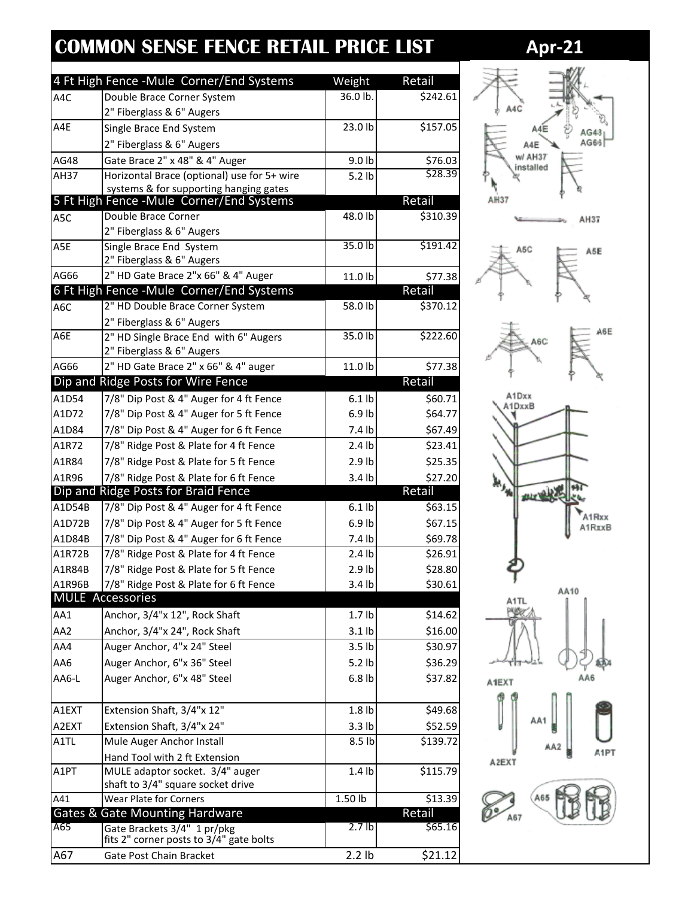# COMMON SENSE FENCE RETAIL PRICE LIST

**Apr-21**

| 4 Ft High Fence -Mule Corner/End Systems | | Weight | Retail |
|---|---|---|---|
| A4C | Double Brace Corner System<br>2" Fiberglass & 6" Augers | 36.0 lb. | $242.61 |
| A4E | Single Brace End System<br>2" Fiberglass & 6" Augers | 23.0 lb | $157.05 |
| AG48 | Gate Brace 2" x 48" & 4" Auger | 9.0 lb | $76.03 |
| AH37 | Horizontal Brace (optional) use for 5+ wire systems & for supporting hanging gates | 5.2 lb | $28.39 |
| **5 Ft High Fence -Mule Corner/End Systems** | | | **Retail** |
| A5C | Double Brace Corner<br>2" Fiberglass & 6" Augers | 48.0 lb | $310.39 |
| A5E | Single Brace End System<br>2" Fiberglass & 6" Augers | 35.0 lb | $191.42 |
| AG66 | 2" HD Gate Brace 2"x 66" & 4" Auger | 11.0 lb | $77.38 |
| **6 Ft High Fence -Mule Corner/End Systems** | | | **Retail** |
| A6C | 2" HD Double Brace Corner System<br>2" Fiberglass & 6" Augers | 58.0 lb | $370.12 |
| A6E | 2" HD Single Brace End with 6" Augers<br>2" Fiberglass & 6" Augers | 35.0 lb | $222.60 |
| AG66 | 2" HD Gate Brace 2" x 66" & 4" auger | 11.0 lb | $77.38 |
| **Dip and Ridge Posts for Wire Fence** | | | **Retail** |
| A1D54 | 7/8" Dip Post & 4" Auger for 4 ft Fence | 6.1 lb | $60.71 |
| A1D72 | 7/8" Dip Post & 4" Auger for 5 ft Fence | 6.9 lb | $64.77 |
| A1D84 | 7/8" Dip Post & 4" Auger for 6 ft Fence | 7.4 lb | $67.49 |
| A1R72 | 7/8" Ridge Post & Plate for 4 ft Fence | 2.4 lb | $23.41 |
| A1R84 | 7/8" Ridge Post & Plate for 5 ft Fence | 2.9 lb | $25.35 |
| A1R96 | 7/8" Ridge Post & Plate for 6 ft Fence | 3.4 lb | $27.20 |
| **Dip and Ridge Posts for Braid Fence** | | | **Retail** |
| A1D54B | 7/8" Dip Post & 4" Auger for 4 ft Fence | 6.1 lb | $63.15 |
| A1D72B | 7/8" Dip Post & 4" Auger for 5 ft Fence | 6.9 lb | $67.15 |
| A1D84B | 7/8" Dip Post & 4" Auger for 6 ft Fence | 7.4 lb | $69.78 |
| A1R72B | 7/8" Ridge Post & Plate for 4 ft Fence | 2.4 lb | $26.91 |
| A1R84B | 7/8" Ridge Post & Plate for 5 ft Fence | 2.9 lb | $28.80 |
| A1R96B | 7/8" Ridge Post & Plate for 6 ft Fence | 3.4 lb | $30.61 |
| **MULE Accessories** | | | |
| AA1 | Anchor, 3/4"x 12", Rock Shaft | 1.7 lb | $14.62 |
| AA2 | Anchor, 3/4"x 24", Rock Shaft | 3.1 lb | $16.00 |
| AA4 | Auger Anchor, 4"x 24" Steel | 3.5 lb | $30.97 |
| AA6 | Auger Anchor, 6"x 36" Steel | 5.2 lb | $36.29 |
| AA6-L | Auger Anchor, 6"x 48" Steel | 6.8 lb | $37.82 |
| A1EXT | Extension Shaft, 3/4"x 12" | 1.8 lb | $49.68 |
| A2EXT | Extension Shaft, 3/4"x 24" | 3.3 lb | $52.59 |
| A1TL | Mule Auger Anchor Install<br>Hand Tool with 2 ft Extension | 8.5 lb | $139.72 |
| A1PT | MULE adaptor socket. 3/4" auger shaft to 3/4" square socket drive | 1.4 lb | $115.79 |
| A41 | Wear Plate for Corners | 1.50 lb | $13.39 |
| **Gates & Gate Mounting Hardware** | | | **Retail** |
| A65 | Gate Brackets 3/4" 1 pr/pkg<br>fits 2" corner posts to 3/4" gate bolts | 2.7 lb | $65.16 |
| A67 | Gate Post Chain Bracket | 2.2 lb | $21.12 |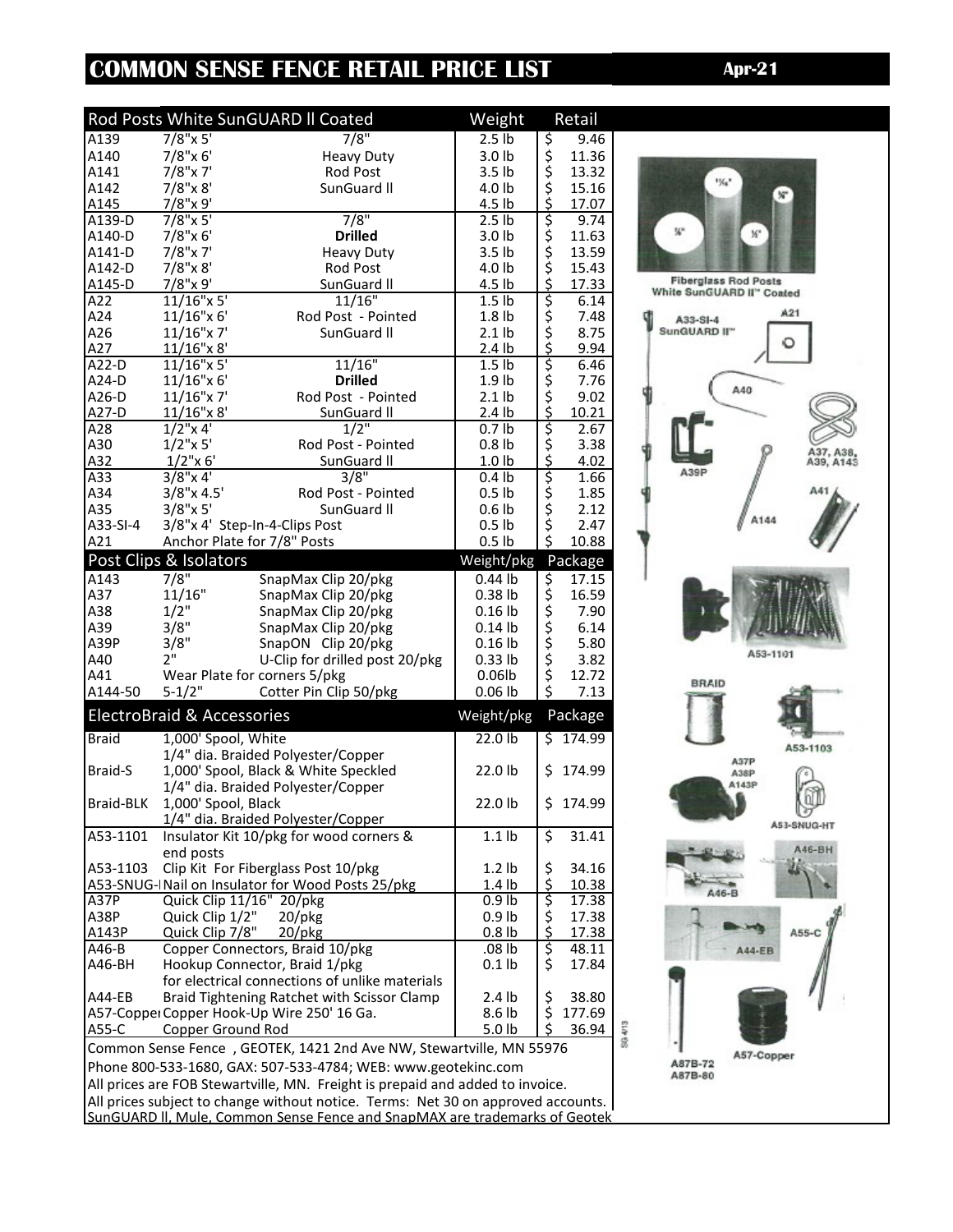# COMMON SENSE FENCE RETAIL PRICE LIST

**Apr-21**

| Rod Posts White SunGUARD ll Coated | | | Weight | Retail |
|---|---|---|---|---|
| A139 | 7/8"x 5' | 7/8" | 2.5 lb | $ 9.46 |
| A140 | 7/8"x 6' | Heavy Duty | 3.0 lb | $ 11.36 |
| A141 | 7/8"x 7' | Rod Post | 3.5 lb | $ 13.32 |
| A142 | 7/8"x 8' | SunGuard ll | 4.0 lb | $ 15.16 |
| A145 | 7/8"x 9' | | 4.5 lb | $ 17.07 |
| A139-D | 7/8"x 5' | 7/8" | 2.5 lb | $ 9.74 |
| A140-D | 7/8"x 6' | **Drilled** | 3.0 lb | $ 11.63 |
| A141-D | 7/8"x 7' | Heavy Duty | 3.5 lb | $ 13.59 |
| A142-D | 7/8"x 8' | Rod Post | 4.0 lb | $ 15.43 |
| A145-D | 7/8"x 9' | SunGuard ll | 4.5 lb | $ 17.33 |
| A22 | 11/16"x 5' | 11/16" | 1.5 lb | $ 6.14 |
| A24 | 11/16"x 6' | Rod Post - Pointed | 1.8 lb | $ 7.48 |
| A26 | 11/16"x 7' | SunGuard ll | 2.1 lb | $ 8.75 |
| A27 | 11/16"x 8' | | 2.4 lb | $ 9.94 |
| A22-D | 11/16"x 5' | 11/16" | 1.5 lb | $ 6.46 |
| A24-D | 11/16"x 6' | **Drilled** | 1.9 lb | $ 7.76 |
| A26-D | 11/16"x 7' | Rod Post - Pointed | 2.1 lb | $ 9.02 |
| A27-D | 11/16"x 8' | SunGuard ll | 2.4 lb | $ 10.21 |
| A28 | 1/2"x 4' | 1/2" | 0.7 lb | $ 2.67 |
| A30 | 1/2"x 5' | Rod Post - Pointed | 0.8 lb | $ 3.38 |
| A32 | 1/2"x 6' | SunGuard ll | 1.0 lb | $ 4.02 |
| A33 | 3/8"x 4' | 3/8" | 0.4 lb | $ 1.66 |
| A34 | 3/8"x 4.5' | Rod Post - Pointed | 0.5 lb | $ 1.85 |
| A35 | 3/8"x 5' | SunGuard ll | 0.6 lb | $ 2.12 |
| A33-SI-4 | 3/8"x 4' Step-In-4-Clips Post | | 0.5 lb | $ 2.47 |
| A21 | Anchor Plate for 7/8" Posts | | 0.5 lb | $ 10.88 |
| **Post Clips & Isolators** | | | **Weight/pkg** | **Package** |
| A143 | 7/8" | SnapMax Clip 20/pkg | 0.44 lb | $ 17.15 |
| A37 | 11/16" | SnapMax Clip 20/pkg | 0.38 lb | $ 16.59 |
| A38 | 1/2" | SnapMax Clip 20/pkg | 0.16 lb | $ 7.90 |
| A39 | 3/8" | SnapMax Clip 20/pkg | 0.14 lb | $ 6.14 |
| A39P | 3/8" | SnapON Clip 20/pkg | 0.16 lb | $ 5.80 |
| A40 | 2" | U-Clip for drilled post 20/pkg | 0.33 lb | $ 3.82 |
| A41 | Wear Plate for corners 5/pkg | | 0.06lb | $ 12.72 |
| A144-50 | 5-1/2" | Cotter Pin Clip 50/pkg | 0.06 lb | $ 7.13 |
| **ElectroBraid & Accessories** | | | **Weight/pkg** | **Package** |
| Braid | 1,000' Spool, White 1/4" dia. Braided Polyester/Copper | | 22.0 lb | $ 174.99 |
| Braid-S | 1,000' Spool, Black & White Speckled 1/4" dia. Braided Polyester/Copper | | 22.0 lb | $ 174.99 |
| Braid-BLK | 1,000' Spool, Black 1/4" dia. Braided Polyester/Copper | | 22.0 lb | $ 174.99 |
| A53-1101 | Insulator Kit 10/pkg for wood corners & end posts | | 1.1 lb | $ 31.41 |
| A53-1103 | Clip Kit For Fiberglass Post 10/pkg | | 1.2 lb | $ 34.16 |
| A53-SNUG-I | Nail on Insulator for Wood Posts 25/pkg | | 1.4 lb | $ 10.38 |
| A37P | Quick Clip 11/16" 20/pkg | | 0.9 lb | $ 17.38 |
| A38P | Quick Clip 1/2" 20/pkg | | 0.9 lb | $ 17.38 |
| A143P | Quick Clip 7/8" 20/pkg | | 0.8 lb | $ 17.38 |
| A46-B | Copper Connectors, Braid 10/pkg | | .08 lb | $ 48.11 |
| A46-BH | Hookup Connector, Braid 1/pkg for electrical connections of unlike materials | | 0.1 lb | $ 17.84 |
| A44-EB | Braid Tightening Ratchet with Scissor Clamp | | 2.4 lb | $ 38.80 |
| A57-Copper | Copper Hook-Up Wire 250' 16 Ga. | | 8.6 lb | $ 177.69 |
| A55-C | Copper Ground Rod | | 5.0 lb | $ 36.94 |

Fiberglass Rod Posts White SunGUARD II™ Coated

A33-SI-4 SunGUARD II™ · A21 · A40 · A37, A38, A39, A143 · A39P · A41 · A144 · A53-1101 · BRAID · A53-1103 · A37P A38P A143P · A53-SNUG-HT · A46-BH · A46-B · A55-C · A44-EB · A87B-72 A87B-80 · A57-Copper

Common Sense Fence , GEOTEK, 1421 2nd Ave NW, Stewartville, MN 55976
Phone 800-533-1680, GAX: 507-533-4784; WEB: www.geotekinc.com
All prices are FOB Stewartville, MN. Freight is prepaid and added to invoice.
All prices subject to change without notice. Terms: Net 30 on approved accounts.
SunGUARD ll, Mule, Common Sense Fence and SnapMAX are trademarks of Geotek